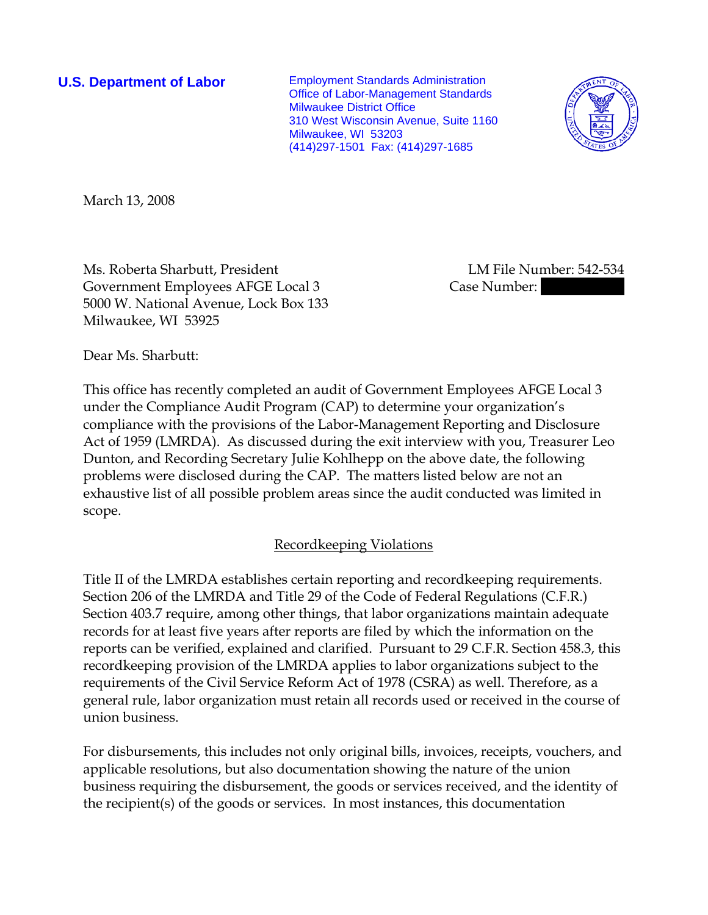**U.S. Department of Labor**

Employment Standards Administration
Office of Labor-Management Standards
Milwaukee District Office
310 West Wisconsin Avenue, Suite 1160
Milwaukee, WI 53203
(414)297-1501 Fax: (414)297-1685

March 13, 2008

Ms. Roberta Sharbutt, President
Government Employees AFGE Local 3
5000 W. National Avenue, Lock Box 133
Milwaukee, WI 53925

LM File Number: 542-534
Case Number:

Dear Ms. Sharbutt:

This office has recently completed an audit of Government Employees AFGE Local 3 under the Compliance Audit Program (CAP) to determine your organization's compliance with the provisions of the Labor-Management Reporting and Disclosure Act of 1959 (LMRDA). As discussed during the exit interview with you, Treasurer Leo Dunton, and Recording Secretary Julie Kohlhepp on the above date, the following problems were disclosed during the CAP. The matters listed below are not an exhaustive list of all possible problem areas since the audit conducted was limited in scope.

## Recordkeeping Violations

Title II of the LMRDA establishes certain reporting and recordkeeping requirements. Section 206 of the LMRDA and Title 29 of the Code of Federal Regulations (C.F.R.) Section 403.7 require, among other things, that labor organizations maintain adequate records for at least five years after reports are filed by which the information on the reports can be verified, explained and clarified. Pursuant to 29 C.F.R. Section 458.3, this recordkeeping provision of the LMRDA applies to labor organizations subject to the requirements of the Civil Service Reform Act of 1978 (CSRA) as well. Therefore, as a general rule, labor organization must retain all records used or received in the course of union business.

For disbursements, this includes not only original bills, invoices, receipts, vouchers, and applicable resolutions, but also documentation showing the nature of the union business requiring the disbursement, the goods or services received, and the identity of the recipient(s) of the goods or services. In most instances, this documentation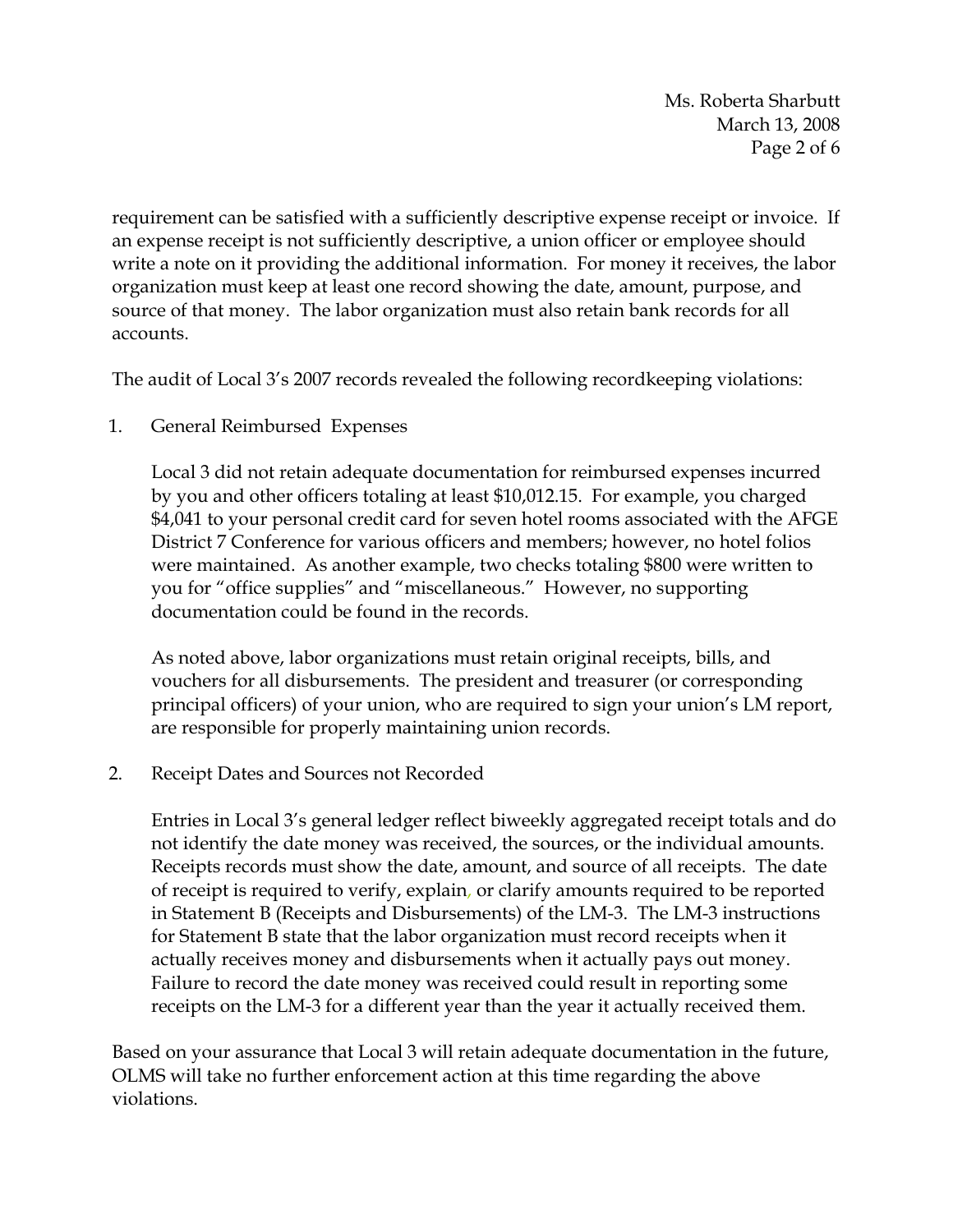requirement can be satisfied with a sufficiently descriptive expense receipt or invoice. If an expense receipt is not sufficiently descriptive, a union officer or employee should write a note on it providing the additional information. For money it receives, the labor organization must keep at least one record showing the date, amount, purpose, and source of that money. The labor organization must also retain bank records for all accounts.

The audit of Local 3's 2007 records revealed the following recordkeeping violations:

1. General Reimbursed Expenses

   Local 3 did not retain adequate documentation for reimbursed expenses incurred by you and other officers totaling at least $10,012.15. For example, you charged $4,041 to your personal credit card for seven hotel rooms associated with the AFGE District 7 Conference for various officers and members; however, no hotel folios were maintained. As another example, two checks totaling $800 were written to you for "office supplies" and "miscellaneous." However, no supporting documentation could be found in the records.

   As noted above, labor organizations must retain original receipts, bills, and vouchers for all disbursements. The president and treasurer (or corresponding principal officers) of your union, who are required to sign your union's LM report, are responsible for properly maintaining union records.

2. Receipt Dates and Sources not Recorded

   Entries in Local 3's general ledger reflect biweekly aggregated receipt totals and do not identify the date money was received, the sources, or the individual amounts. Receipts records must show the date, amount, and source of all receipts. The date of receipt is required to verify, explain, or clarify amounts required to be reported in Statement B (Receipts and Disbursements) of the LM-3. The LM-3 instructions for Statement B state that the labor organization must record receipts when it actually receives money and disbursements when it actually pays out money. Failure to record the date money was received could result in reporting some receipts on the LM-3 for a different year than the year it actually received them.

Based on your assurance that Local 3 will retain adequate documentation in the future, OLMS will take no further enforcement action at this time regarding the above violations.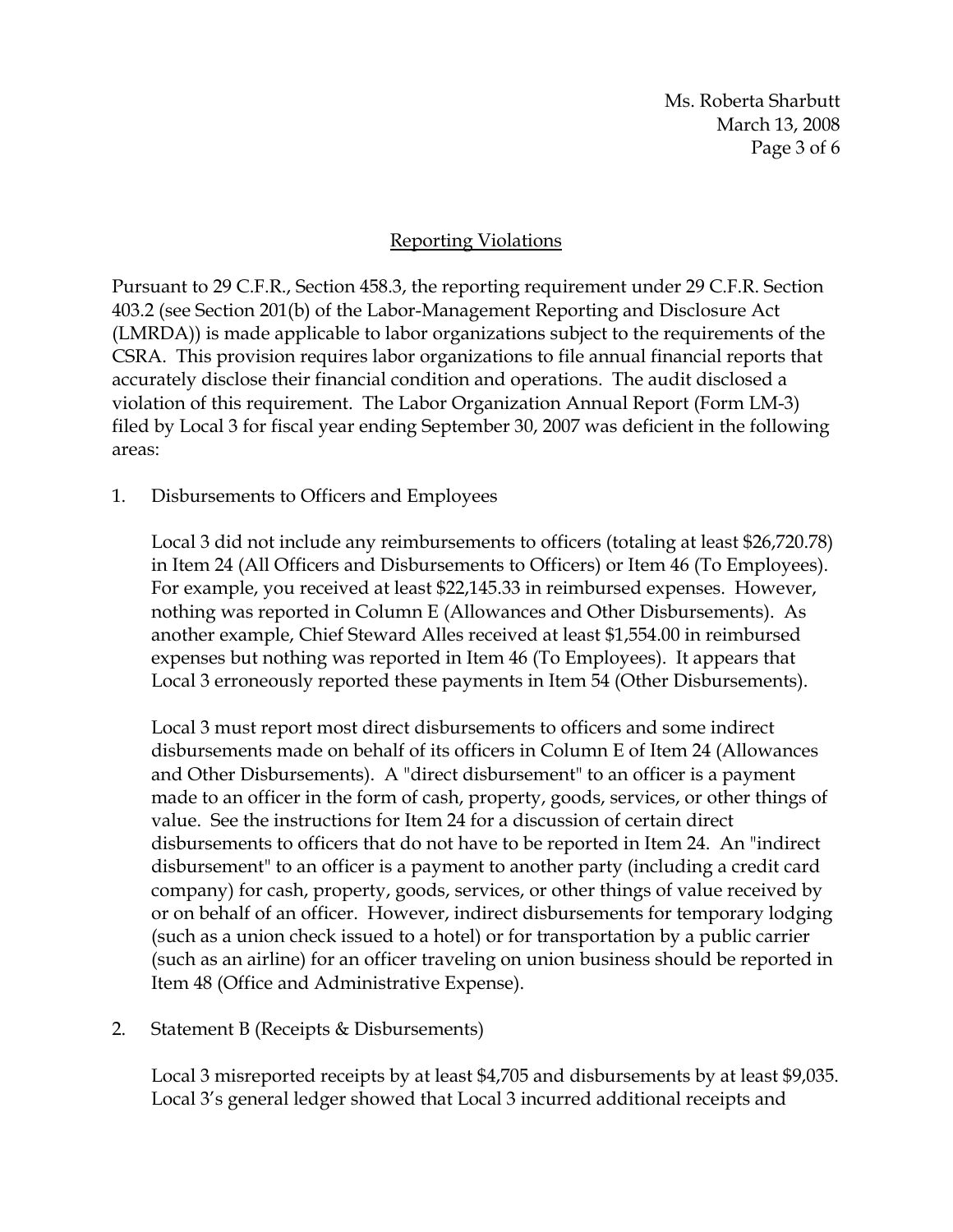## Reporting Violations

Pursuant to 29 C.F.R., Section 458.3, the reporting requirement under 29 C.F.R. Section 403.2 (see Section 201(b) of the Labor-Management Reporting and Disclosure Act (LMRDA)) is made applicable to labor organizations subject to the requirements of the CSRA. This provision requires labor organizations to file annual financial reports that accurately disclose their financial condition and operations. The audit disclosed a violation of this requirement. The Labor Organization Annual Report (Form LM-3) filed by Local 3 for fiscal year ending September 30, 2007 was deficient in the following areas:

1. Disbursements to Officers and Employees

   Local 3 did not include any reimbursements to officers (totaling at least $26,720.78) in Item 24 (All Officers and Disbursements to Officers) or Item 46 (To Employees). For example, you received at least $22,145.33 in reimbursed expenses. However, nothing was reported in Column E (Allowances and Other Disbursements). As another example, Chief Steward Alles received at least $1,554.00 in reimbursed expenses but nothing was reported in Item 46 (To Employees). It appears that Local 3 erroneously reported these payments in Item 54 (Other Disbursements).

   Local 3 must report most direct disbursements to officers and some indirect disbursements made on behalf of its officers in Column E of Item 24 (Allowances and Other Disbursements). A "direct disbursement" to an officer is a payment made to an officer in the form of cash, property, goods, services, or other things of value. See the instructions for Item 24 for a discussion of certain direct disbursements to officers that do not have to be reported in Item 24. An "indirect disbursement" to an officer is a payment to another party (including a credit card company) for cash, property, goods, services, or other things of value received by or on behalf of an officer. However, indirect disbursements for temporary lodging (such as a union check issued to a hotel) or for transportation by a public carrier (such as an airline) for an officer traveling on union business should be reported in Item 48 (Office and Administrative Expense).

2. Statement B (Receipts & Disbursements)

   Local 3 misreported receipts by at least $4,705 and disbursements by at least $9,035. Local 3's general ledger showed that Local 3 incurred additional receipts and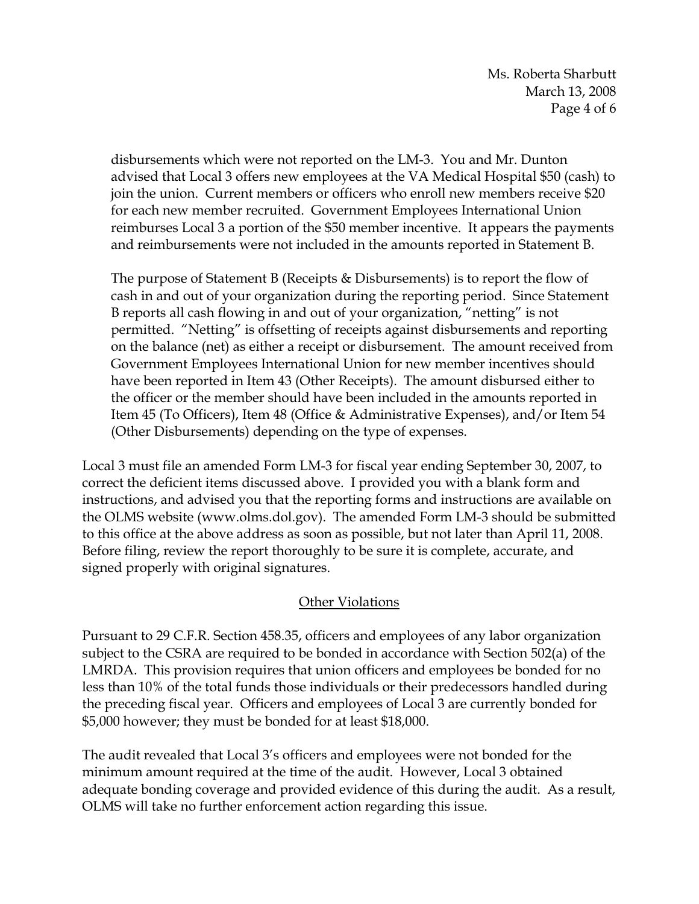disbursements which were not reported on the LM-3. You and Mr. Dunton advised that Local 3 offers new employees at the VA Medical Hospital $50 (cash) to join the union. Current members or officers who enroll new members receive $20 for each new member recruited. Government Employees International Union reimburses Local 3 a portion of the $50 member incentive. It appears the payments and reimbursements were not included in the amounts reported in Statement B.

The purpose of Statement B (Receipts & Disbursements) is to report the flow of cash in and out of your organization during the reporting period. Since Statement B reports all cash flowing in and out of your organization, "netting" is not permitted. "Netting" is offsetting of receipts against disbursements and reporting on the balance (net) as either a receipt or disbursement. The amount received from Government Employees International Union for new member incentives should have been reported in Item 43 (Other Receipts). The amount disbursed either to the officer or the member should have been included in the amounts reported in Item 45 (To Officers), Item 48 (Office & Administrative Expenses), and/or Item 54 (Other Disbursements) depending on the type of expenses.

Local 3 must file an amended Form LM-3 for fiscal year ending September 30, 2007, to correct the deficient items discussed above. I provided you with a blank form and instructions, and advised you that the reporting forms and instructions are available on the OLMS website (www.olms.dol.gov). The amended Form LM-3 should be submitted to this office at the above address as soon as possible, but not later than April 11, 2008. Before filing, review the report thoroughly to be sure it is complete, accurate, and signed properly with original signatures.

## Other Violations

Pursuant to 29 C.F.R. Section 458.35, officers and employees of any labor organization subject to the CSRA are required to be bonded in accordance with Section 502(a) of the LMRDA. This provision requires that union officers and employees be bonded for no less than 10% of the total funds those individuals or their predecessors handled during the preceding fiscal year. Officers and employees of Local 3 are currently bonded for $5,000 however; they must be bonded for at least $18,000.

The audit revealed that Local 3's officers and employees were not bonded for the minimum amount required at the time of the audit. However, Local 3 obtained adequate bonding coverage and provided evidence of this during the audit. As a result, OLMS will take no further enforcement action regarding this issue.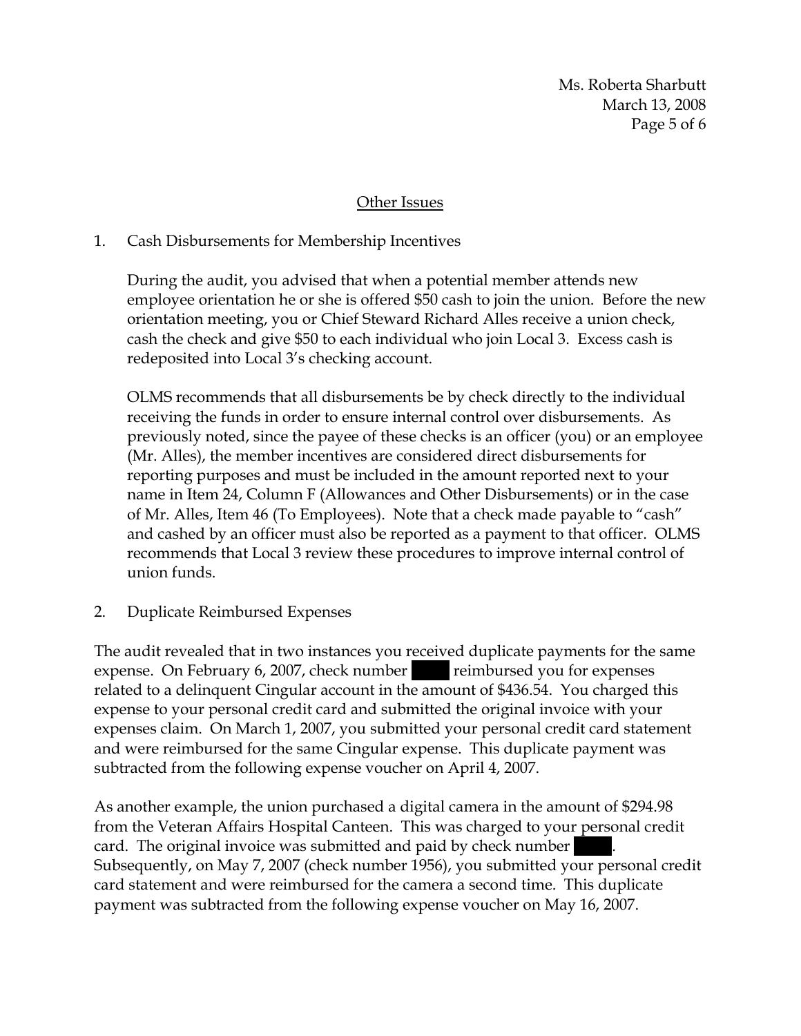Ms. Roberta Sharbutt
March 13, 2008

## Other Issues

1. Cash Disbursements for Membership Incentives

   During the audit, you advised that when a potential member attends new employee orientation he or she is offered $50 cash to join the union. Before the new orientation meeting, you or Chief Steward Richard Alles receive a union check, cash the check and give $50 to each individual who join Local 3. Excess cash is redeposited into Local 3's checking account.

   OLMS recommends that all disbursements be by check directly to the individual receiving the funds in order to ensure internal control over disbursements. As previously noted, since the payee of these checks is an officer (you) or an employee (Mr. Alles), the member incentives are considered direct disbursements for reporting purposes and must be included in the amount reported next to your name in Item 24, Column F (Allowances and Other Disbursements) or in the case of Mr. Alles, Item 46 (To Employees). Note that a check made payable to "cash" and cashed by an officer must also be reported as a payment to that officer. OLMS recommends that Local 3 review these procedures to improve internal control of union funds.

2. Duplicate Reimbursed Expenses

The audit revealed that in two instances you received duplicate payments for the same expense. On February 6, 2007, check number ████ reimbursed you for expenses related to a delinquent Cingular account in the amount of $436.54. You charged this expense to your personal credit card and submitted the original invoice with your expenses claim. On March 1, 2007, you submitted your personal credit card statement and were reimbursed for the same Cingular expense. This duplicate payment was subtracted from the following expense voucher on April 4, 2007.

As another example, the union purchased a digital camera in the amount of $294.98 from the Veteran Affairs Hospital Canteen. This was charged to your personal credit card. The original invoice was submitted and paid by check number ████. Subsequently, on May 7, 2007 (check number 1956), you submitted your personal credit card statement and were reimbursed for the camera a second time. This duplicate payment was subtracted from the following expense voucher on May 16, 2007.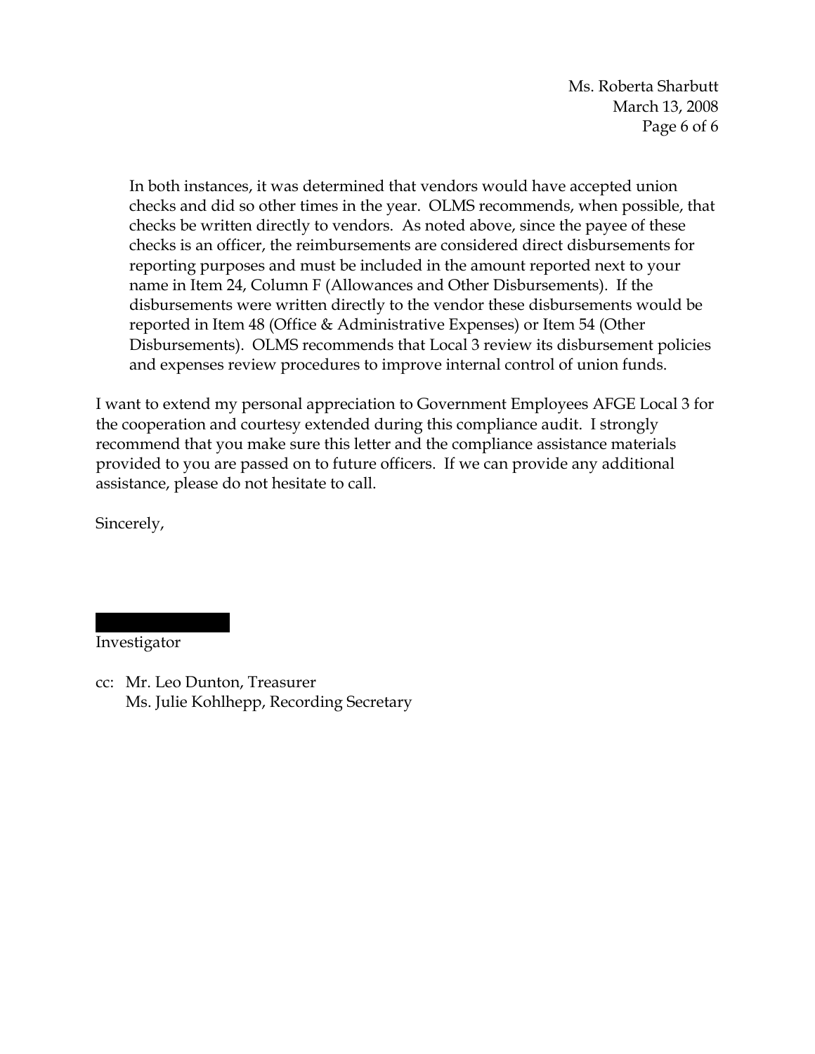In both instances, it was determined that vendors would have accepted union checks and did so other times in the year. OLMS recommends, when possible, that checks be written directly to vendors. As noted above, since the payee of these checks is an officer, the reimbursements are considered direct disbursements for reporting purposes and must be included in the amount reported next to your name in Item 24, Column F (Allowances and Other Disbursements). If the disbursements were written directly to the vendor these disbursements would be reported in Item 48 (Office & Administrative Expenses) or Item 54 (Other Disbursements). OLMS recommends that Local 3 review its disbursement policies and expenses review procedures to improve internal control of union funds.

I want to extend my personal appreciation to Government Employees AFGE Local 3 for the cooperation and courtesy extended during this compliance audit. I strongly recommend that you make sure this letter and the compliance assistance materials provided to you are passed on to future officers. If we can provide any additional assistance, please do not hesitate to call.

Sincerely,

Investigator

cc: Mr. Leo Dunton, Treasurer
Ms. Julie Kohlhepp, Recording Secretary